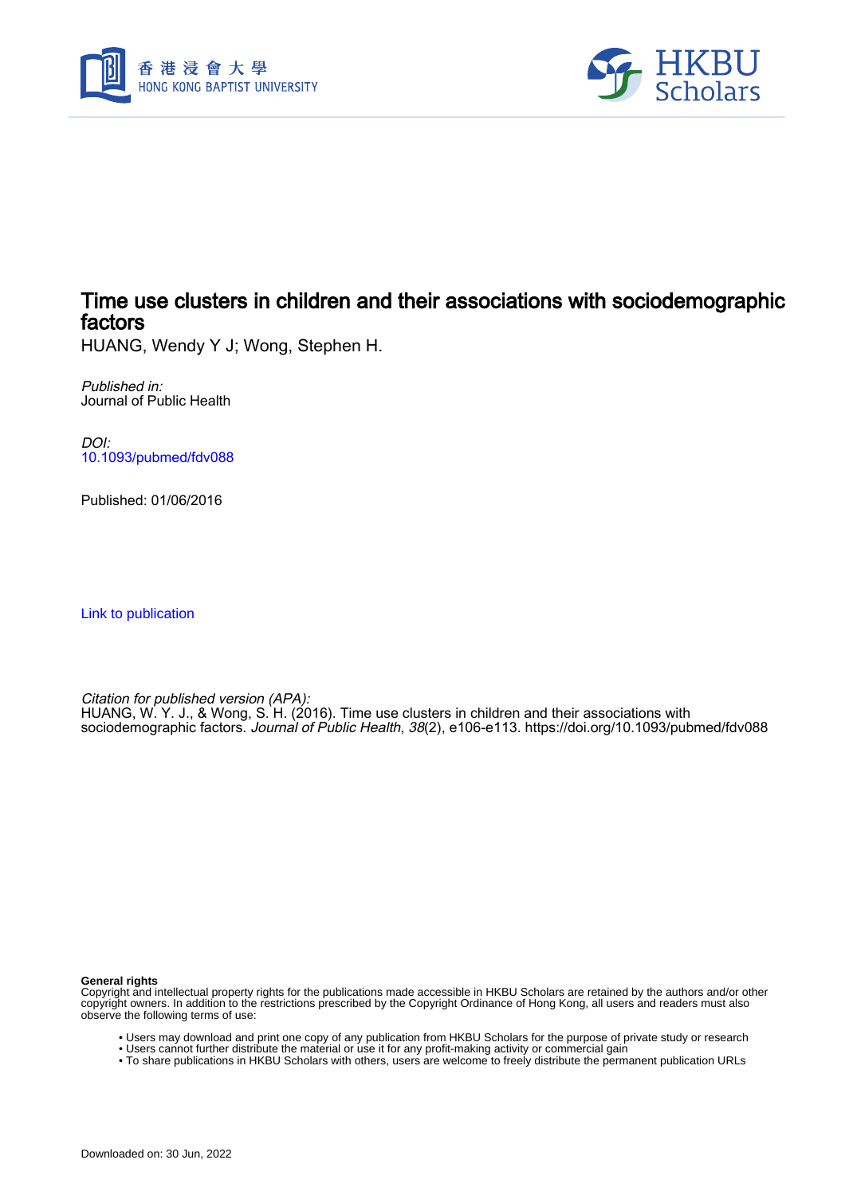# Time use clusters in children and their associations with sociodemographic factors

HUANG, Wendy Y J; Wong, Stephen H.

*Published in:*
Journal of Public Health

*DOI:*
10.1093/pubmed/fdv088

Published: 01/06/2016

Link to publication

*Citation for published version (APA):*
HUANG, W. Y. J., & Wong, S. H. (2016). Time use clusters in children and their associations with sociodemographic factors. *Journal of Public Health*, *38*(2), e106-e113. https://doi.org/10.1093/pubmed/fdv088

**General rights**
Copyright and intellectual property rights for the publications made accessible in HKBU Scholars are retained by the authors and/or other copyright owners. In addition to the restrictions prescribed by the Copyright Ordinance of Hong Kong, all users and readers must also observe the following terms of use:

- Users may download and print one copy of any publication from HKBU Scholars for the purpose of private study or research
- Users cannot further distribute the material or use it for any profit-making activity or commercial gain
- To share publications in HKBU Scholars with others, users are welcome to freely distribute the permanent publication URLs

Downloaded on: 30 Jun, 2022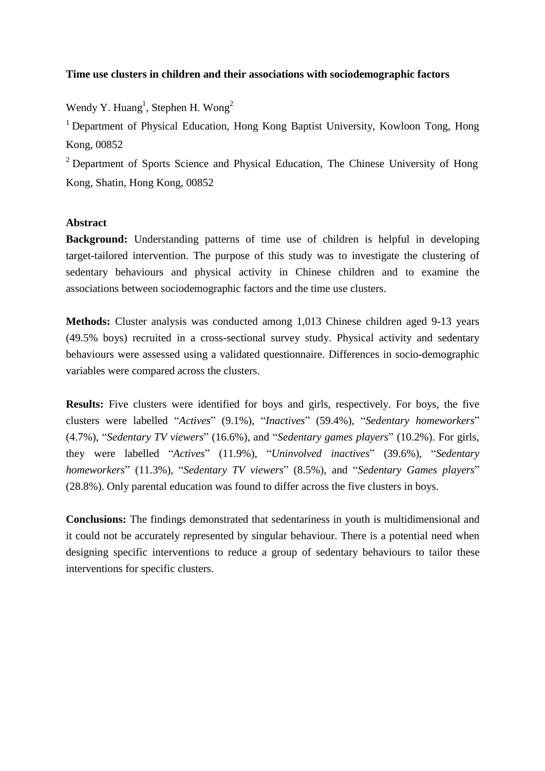**Time use clusters in children and their associations with sociodemographic factors**

Wendy Y. Huang[1], Stephen H. Wong[2]

[1] Department of Physical Education, Hong Kong Baptist University, Kowloon Tong, Hong Kong, 00852

[2] Department of Sports Science and Physical Education, The Chinese University of Hong Kong, Shatin, Hong Kong, 00852

## Abstract

**Background:** Understanding patterns of time use of children is helpful in developing target-tailored intervention. The purpose of this study was to investigate the clustering of sedentary behaviours and physical activity in Chinese children and to examine the associations between sociodemographic factors and the time use clusters.

**Methods:** Cluster analysis was conducted among 1,013 Chinese children aged 9-13 years (49.5% boys) recruited in a cross-sectional survey study. Physical activity and sedentary behaviours were assessed using a validated questionnaire. Differences in socio-demographic variables were compared across the clusters.

**Results:** Five clusters were identified for boys and girls, respectively. For boys, the five clusters were labelled "*Actives*" (9.1%), "*Inactives*" (59.4%), "*Sedentary homeworkers*" (4.7%), "*Sedentary TV viewers*" (16.6%), and "*Sedentary games players*" (10.2%). For girls, they were labelled "*Actives*" (11.9%), "*Uninvolved inactives*" (39.6%), "*Sedentary homeworkers*" (11.3%), "*Sedentary TV viewers*" (8.5%), and "*Sedentary Games players*" (28.8%). Only parental education was found to differ across the five clusters in boys.

**Conclusions:** The findings demonstrated that sedentariness in youth is multidimensional and it could not be accurately represented by singular behaviour. There is a potential need when designing specific interventions to reduce a group of sedentary behaviours to tailor these interventions for specific clusters.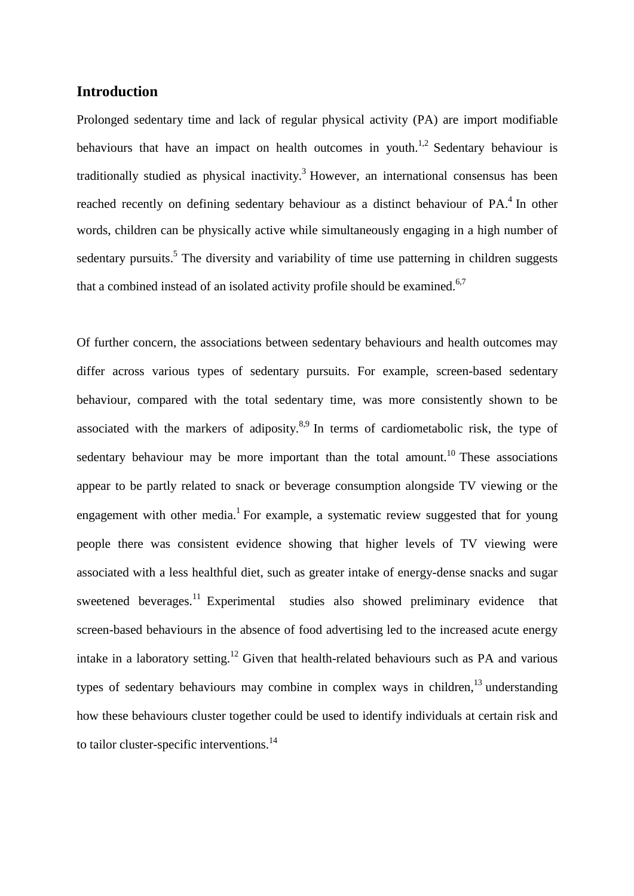## Introduction

Prolonged sedentary time and lack of regular physical activity (PA) are import modifiable behaviours that have an impact on health outcomes in youth.[1,2] Sedentary behaviour is traditionally studied as physical inactivity.[3] However, an international consensus has been reached recently on defining sedentary behaviour as a distinct behaviour of PA.[4] In other words, children can be physically active while simultaneously engaging in a high number of sedentary pursuits.[5] The diversity and variability of time use patterning in children suggests that a combined instead of an isolated activity profile should be examined.[6,7]

Of further concern, the associations between sedentary behaviours and health outcomes may differ across various types of sedentary pursuits. For example, screen-based sedentary behaviour, compared with the total sedentary time, was more consistently shown to be associated with the markers of adiposity.[8,9] In terms of cardiometabolic risk, the type of sedentary behaviour may be more important than the total amount.[10] These associations appear to be partly related to snack or beverage consumption alongside TV viewing or the engagement with other media.[1] For example, a systematic review suggested that for young people there was consistent evidence showing that higher levels of TV viewing were associated with a less healthful diet, such as greater intake of energy-dense snacks and sugar sweetened beverages.[11] Experimental studies also showed preliminary evidence that screen-based behaviours in the absence of food advertising led to the increased acute energy intake in a laboratory setting.[12] Given that health-related behaviours such as PA and various types of sedentary behaviours may combine in complex ways in children,[13] understanding how these behaviours cluster together could be used to identify individuals at certain risk and to tailor cluster-specific interventions.[14]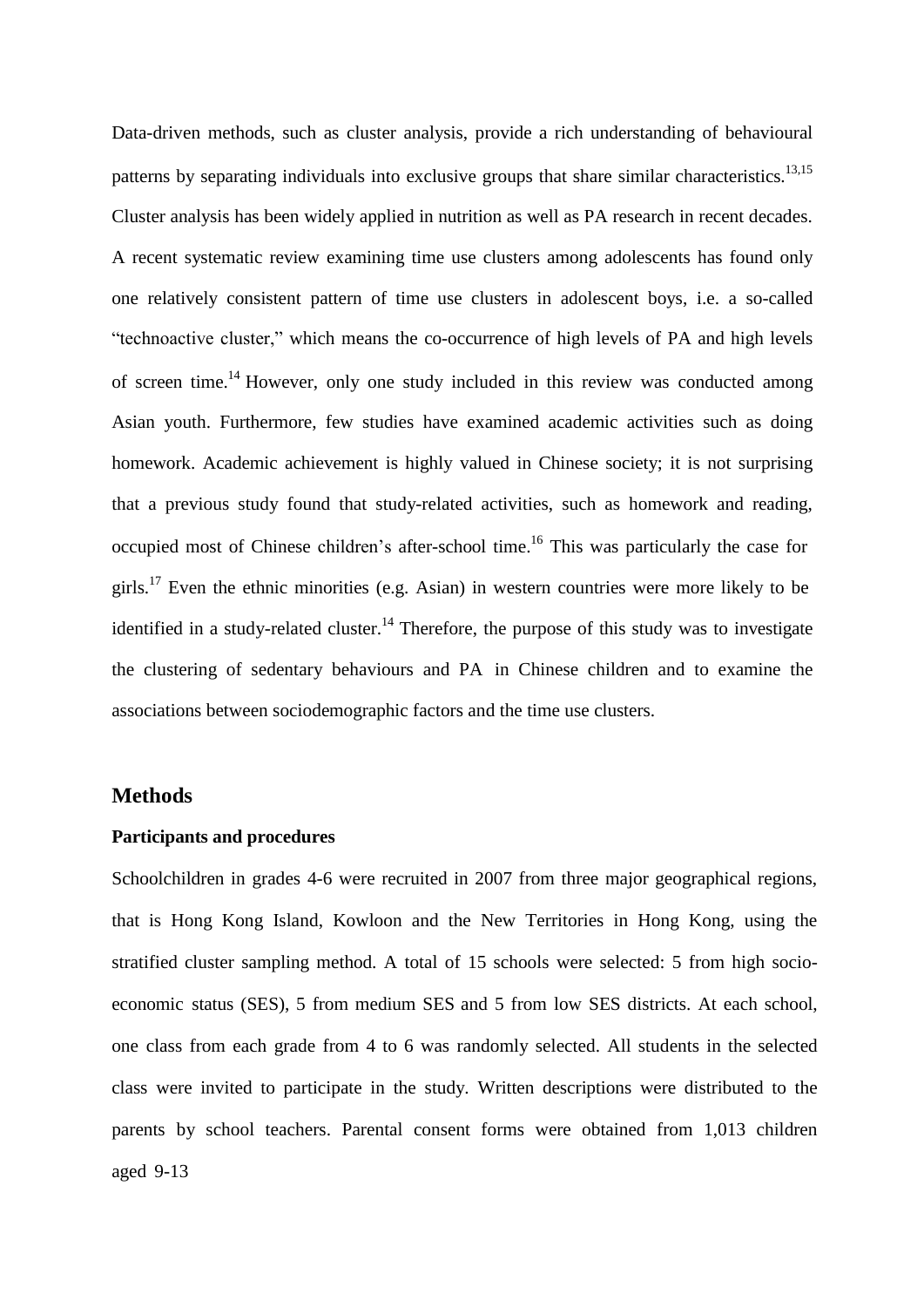Data-driven methods, such as cluster analysis, provide a rich understanding of behavioural patterns by separating individuals into exclusive groups that share similar characteristics.[13,15] Cluster analysis has been widely applied in nutrition as well as PA research in recent decades. A recent systematic review examining time use clusters among adolescents has found only one relatively consistent pattern of time use clusters in adolescent boys, i.e. a so-called "technoactive cluster," which means the co-occurrence of high levels of PA and high levels of screen time.[14] However, only one study included in this review was conducted among Asian youth. Furthermore, few studies have examined academic activities such as doing homework. Academic achievement is highly valued in Chinese society; it is not surprising that a previous study found that study-related activities, such as homework and reading, occupied most of Chinese children's after-school time.[16] This was particularly the case for girls.[17] Even the ethnic minorities (e.g. Asian) in western countries were more likely to be identified in a study-related cluster.[14] Therefore, the purpose of this study was to investigate the clustering of sedentary behaviours and PA in Chinese children and to examine the associations between sociodemographic factors and the time use clusters.

## Methods

### Participants and procedures

Schoolchildren in grades 4-6 were recruited in 2007 from three major geographical regions, that is Hong Kong Island, Kowloon and the New Territories in Hong Kong, using the stratified cluster sampling method. A total of 15 schools were selected: 5 from high socio-economic status (SES), 5 from medium SES and 5 from low SES districts. At each school, one class from each grade from 4 to 6 was randomly selected. All students in the selected class were invited to participate in the study. Written descriptions were distributed to the parents by school teachers. Parental consent forms were obtained from 1,013 children aged 9-13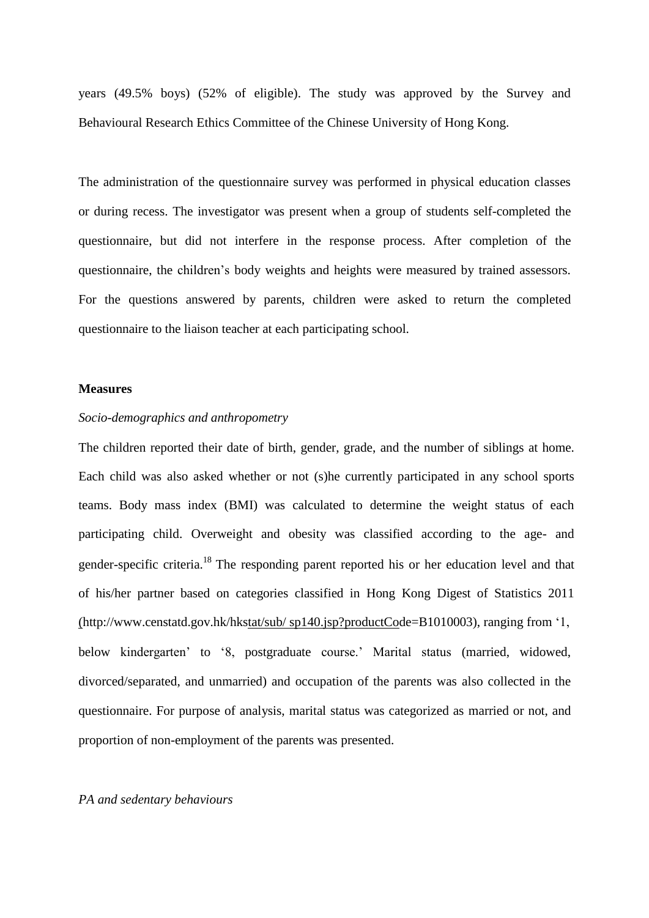years (49.5% boys) (52% of eligible). The study was approved by the Survey and Behavioural Research Ethics Committee of the Chinese University of Hong Kong.

The administration of the questionnaire survey was performed in physical education classes or during recess. The investigator was present when a group of students self-completed the questionnaire, but did not interfere in the response process. After completion of the questionnaire, the children's body weights and heights were measured by trained assessors. For the questions answered by parents, children were asked to return the completed questionnaire to the liaison teacher at each participating school.

**Measures**

*Socio-demographics and anthropometry*

The children reported their date of birth, gender, grade, and the number of siblings at home. Each child was also asked whether or not (s)he currently participated in any school sports teams. Body mass index (BMI) was calculated to determine the weight status of each participating child. Overweight and obesity was classified according to the age- and gender-specific criteria.[18] The responding parent reported his or her education level and that of his/her partner based on categories classified in Hong Kong Digest of Statistics 2011 (http://www.censtatd.gov.hk/hkstat/sub/ sp140.jsp?productCode=B1010003), ranging from '1, below kindergarten' to '8, postgraduate course.' Marital status (married, widowed, divorced/separated, and unmarried) and occupation of the parents was also collected in the questionnaire. For purpose of analysis, marital status was categorized as married or not, and proportion of non-employment of the parents was presented.

*PA and sedentary behaviours*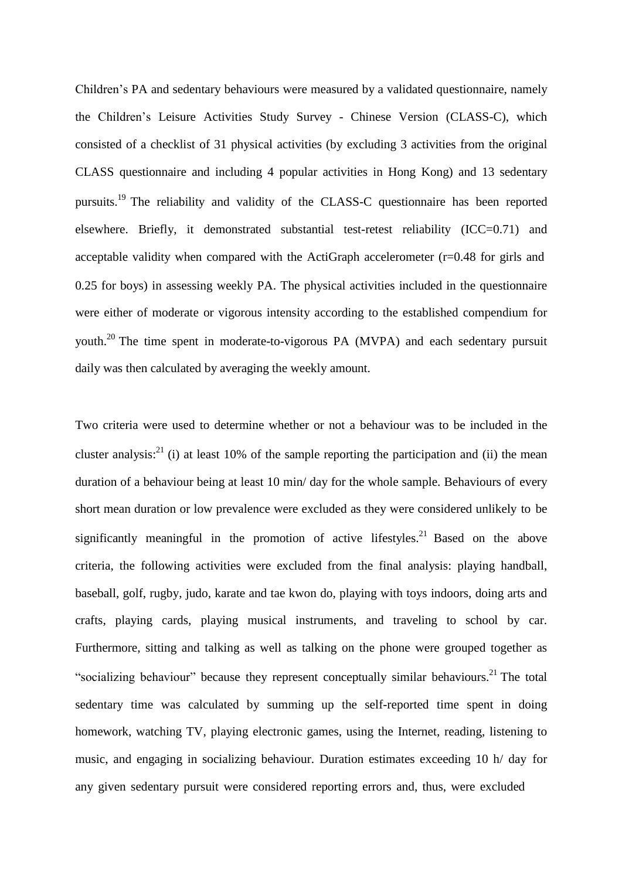Children's PA and sedentary behaviours were measured by a validated questionnaire, namely the Children's Leisure Activities Study Survey - Chinese Version (CLASS-C), which consisted of a checklist of 31 physical activities (by excluding 3 activities from the original CLASS questionnaire and including 4 popular activities in Hong Kong) and 13 sedentary pursuits.[19] The reliability and validity of the CLASS-C questionnaire has been reported elsewhere. Briefly, it demonstrated substantial test-retest reliability (ICC=0.71) and acceptable validity when compared with the ActiGraph accelerometer (r=0.48 for girls and 0.25 for boys) in assessing weekly PA. The physical activities included in the questionnaire were either of moderate or vigorous intensity according to the established compendium for youth.[20] The time spent in moderate-to-vigorous PA (MVPA) and each sedentary pursuit daily was then calculated by averaging the weekly amount.

Two criteria were used to determine whether or not a behaviour was to be included in the cluster analysis:[21] (i) at least 10% of the sample reporting the participation and (ii) the mean duration of a behaviour being at least 10 min/ day for the whole sample. Behaviours of every short mean duration or low prevalence were excluded as they were considered unlikely to be significantly meaningful in the promotion of active lifestyles.[21] Based on the above criteria, the following activities were excluded from the final analysis: playing handball, baseball, golf, rugby, judo, karate and tae kwon do, playing with toys indoors, doing arts and crafts, playing cards, playing musical instruments, and traveling to school by car. Furthermore, sitting and talking as well as talking on the phone were grouped together as "socializing behaviour" because they represent conceptually similar behaviours.[21] The total sedentary time was calculated by summing up the self-reported time spent in doing homework, watching TV, playing electronic games, using the Internet, reading, listening to music, and engaging in socializing behaviour. Duration estimates exceeding 10 h/ day for any given sedentary pursuit were considered reporting errors and, thus, were excluded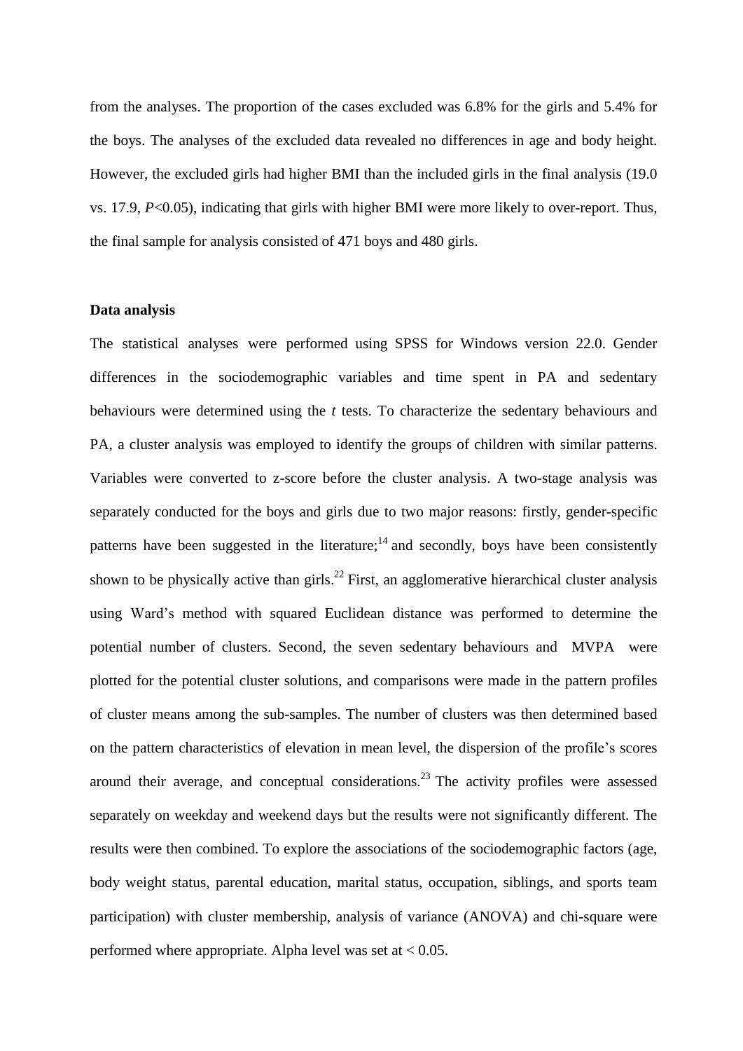from the analyses. The proportion of the cases excluded was 6.8% for the girls and 5.4% for the boys. The analyses of the excluded data revealed no differences in age and body height. However, the excluded girls had higher BMI than the included girls in the final analysis (19.0 vs. 17.9, $P<0.05$), indicating that girls with higher BMI were more likely to over-report. Thus, the final sample for analysis consisted of 471 boys and 480 girls.

**Data analysis**

The statistical analyses were performed using SPSS for Windows version 22.0. Gender differences in the sociodemographic variables and time spent in PA and sedentary behaviours were determined using the *t* tests. To characterize the sedentary behaviours and PA, a cluster analysis was employed to identify the groups of children with similar patterns. Variables were converted to z-score before the cluster analysis. A two-stage analysis was separately conducted for the boys and girls due to two major reasons: firstly, gender-specific patterns have been suggested in the literature;[14] and secondly, boys have been consistently shown to be physically active than girls.[22] First, an agglomerative hierarchical cluster analysis using Ward's method with squared Euclidean distance was performed to determine the potential number of clusters. Second, the seven sedentary behaviours and MVPA were plotted for the potential cluster solutions, and comparisons were made in the pattern profiles of cluster means among the sub-samples. The number of clusters was then determined based on the pattern characteristics of elevation in mean level, the dispersion of the profile's scores around their average, and conceptual considerations.[23] The activity profiles were assessed separately on weekday and weekend days but the results were not significantly different. The results were then combined. To explore the associations of the sociodemographic factors (age, body weight status, parental education, marital status, occupation, siblings, and sports team participation) with cluster membership, analysis of variance (ANOVA) and chi-square were performed where appropriate. Alpha level was set at $< 0.05$.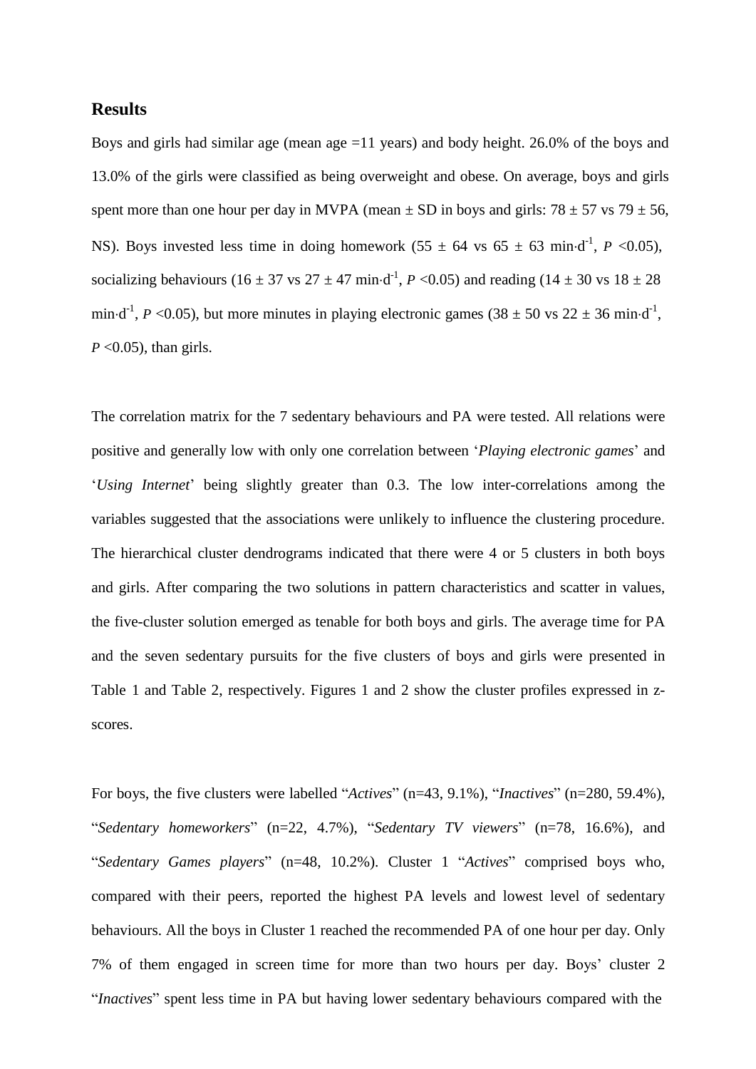## Results

Boys and girls had similar age (mean age =11 years) and body height. 26.0% of the boys and 13.0% of the girls were classified as being overweight and obese. On average, boys and girls spent more than one hour per day in MVPA (mean ± SD in boys and girls: 78 ± 57 vs 79 ± 56, NS). Boys invested less time in doing homework (55 ± 64 vs 65 ± 63 min·d$^{-1}$, *P* <0.05), socializing behaviours (16 ± 37 vs 27 ± 47 min·d$^{-1}$, *P* <0.05) and reading (14 ± 30 vs 18 ± 28 min·d$^{-1}$, *P* <0.05), but more minutes in playing electronic games (38 ± 50 vs 22 ± 36 min·d$^{-1}$, *P* <0.05), than girls.

The correlation matrix for the 7 sedentary behaviours and PA were tested. All relations were positive and generally low with only one correlation between '*Playing electronic games*' and '*Using Internet*' being slightly greater than 0.3. The low inter-correlations among the variables suggested that the associations were unlikely to influence the clustering procedure. The hierarchical cluster dendrograms indicated that there were 4 or 5 clusters in both boys and girls. After comparing the two solutions in pattern characteristics and scatter in values, the five-cluster solution emerged as tenable for both boys and girls. The average time for PA and the seven sedentary pursuits for the five clusters of boys and girls were presented in Table 1 and Table 2, respectively. Figures 1 and 2 show the cluster profiles expressed in z-scores.

For boys, the five clusters were labelled "*Actives*" (n=43, 9.1%), "*Inactives*" (n=280, 59.4%), "*Sedentary homeworkers*" (n=22, 4.7%), "*Sedentary TV viewers*" (n=78, 16.6%), and "*Sedentary Games players*" (n=48, 10.2%). Cluster 1 "*Actives*" comprised boys who, compared with their peers, reported the highest PA levels and lowest level of sedentary behaviours. All the boys in Cluster 1 reached the recommended PA of one hour per day. Only 7% of them engaged in screen time for more than two hours per day. Boys' cluster 2 "*Inactives*" spent less time in PA but having lower sedentary behaviours compared with the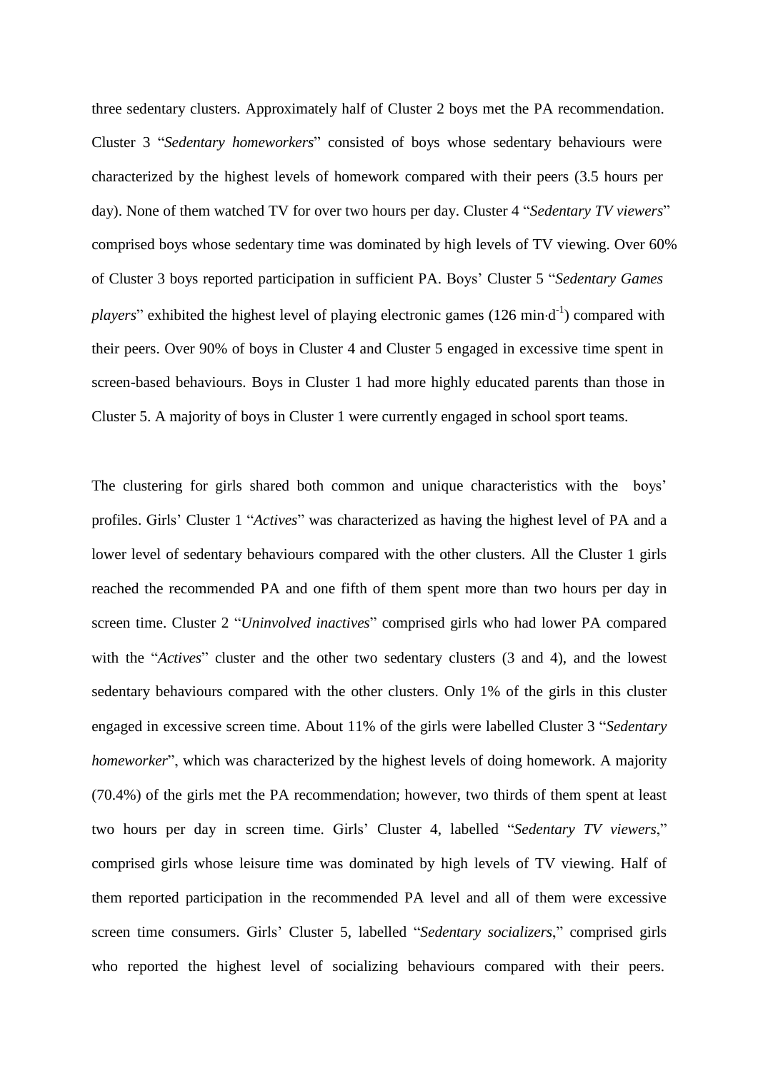three sedentary clusters. Approximately half of Cluster 2 boys met the PA recommendation. Cluster 3 "*Sedentary homeworkers*" consisted of boys whose sedentary behaviours were characterized by the highest levels of homework compared with their peers (3.5 hours per day). None of them watched TV for over two hours per day. Cluster 4 "*Sedentary TV viewers*" comprised boys whose sedentary time was dominated by high levels of TV viewing. Over 60% of Cluster 3 boys reported participation in sufficient PA. Boys' Cluster 5 "*Sedentary Games players*" exhibited the highest level of playing electronic games (126 $\text{min}\cdot\text{d}^{-1}$) compared with their peers. Over 90% of boys in Cluster 4 and Cluster 5 engaged in excessive time spent in screen-based behaviours. Boys in Cluster 1 had more highly educated parents than those in Cluster 5. A majority of boys in Cluster 1 were currently engaged in school sport teams.

The clustering for girls shared both common and unique characteristics with the boys' profiles. Girls' Cluster 1 "*Actives*" was characterized as having the highest level of PA and a lower level of sedentary behaviours compared with the other clusters. All the Cluster 1 girls reached the recommended PA and one fifth of them spent more than two hours per day in screen time. Cluster 2 "*Uninvolved inactives*" comprised girls who had lower PA compared with the "*Actives*" cluster and the other two sedentary clusters (3 and 4), and the lowest sedentary behaviours compared with the other clusters. Only 1% of the girls in this cluster engaged in excessive screen time. About 11% of the girls were labelled Cluster 3 "*Sedentary homeworker*", which was characterized by the highest levels of doing homework. A majority (70.4%) of the girls met the PA recommendation; however, two thirds of them spent at least two hours per day in screen time. Girls' Cluster 4, labelled "*Sedentary TV viewers*," comprised girls whose leisure time was dominated by high levels of TV viewing. Half of them reported participation in the recommended PA level and all of them were excessive screen time consumers. Girls' Cluster 5, labelled "*Sedentary socializers*," comprised girls who reported the highest level of socializing behaviours compared with their peers.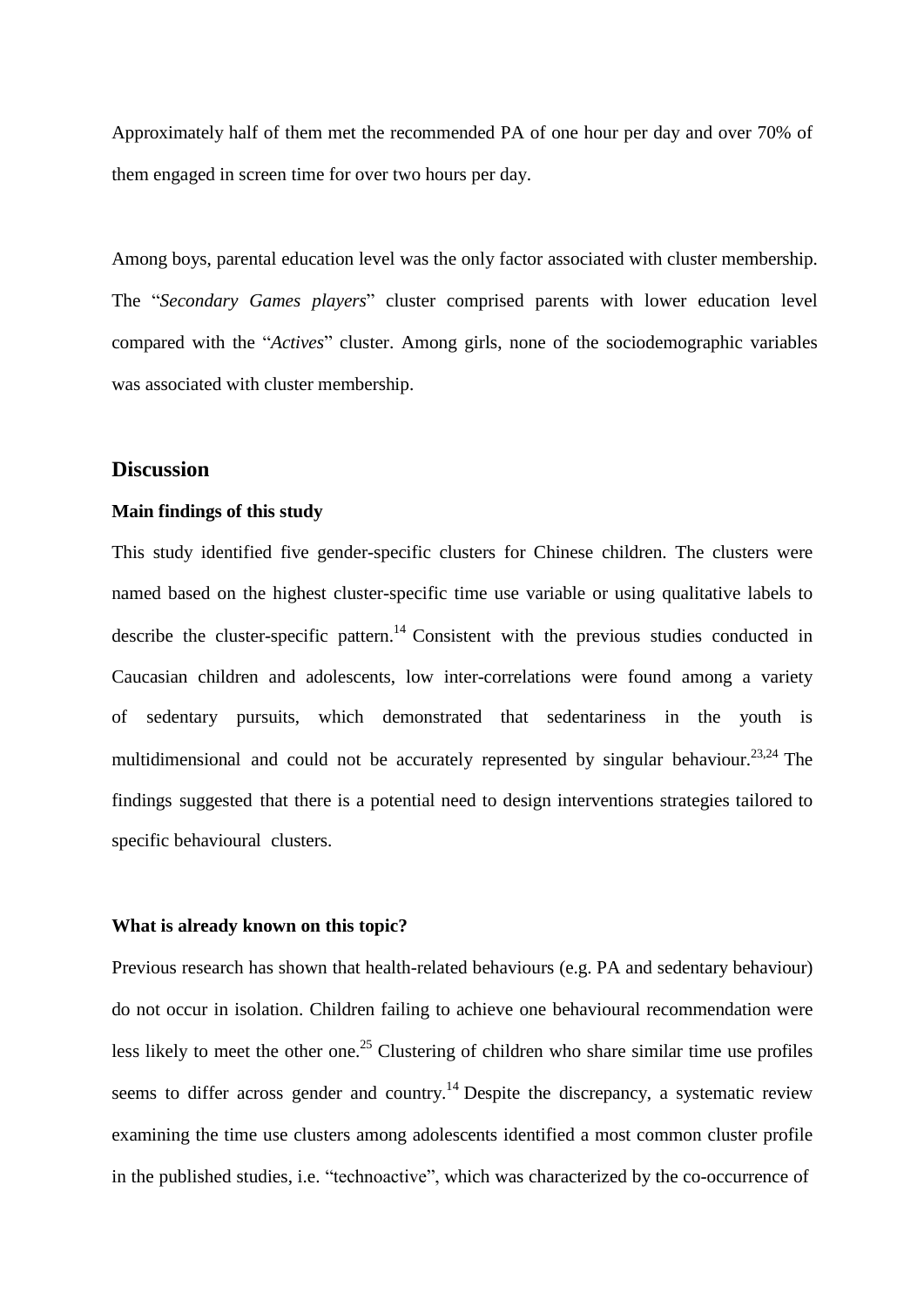Approximately half of them met the recommended PA of one hour per day and over 70% of them engaged in screen time for over two hours per day.

Among boys, parental education level was the only factor associated with cluster membership. The "*Secondary Games players*" cluster comprised parents with lower education level compared with the "*Actives*" cluster. Among girls, none of the sociodemographic variables was associated with cluster membership.

## Discussion

### Main findings of this study

This study identified five gender-specific clusters for Chinese children. The clusters were named based on the highest cluster-specific time use variable or using qualitative labels to describe the cluster-specific pattern.[14] Consistent with the previous studies conducted in Caucasian children and adolescents, low inter-correlations were found among a variety of sedentary pursuits, which demonstrated that sedentariness in the youth is multidimensional and could not be accurately represented by singular behaviour.[23,24] The findings suggested that there is a potential need to design interventions strategies tailored to specific behavioural clusters.

### What is already known on this topic?

Previous research has shown that health-related behaviours (e.g. PA and sedentary behaviour) do not occur in isolation. Children failing to achieve one behavioural recommendation were less likely to meet the other one.[25] Clustering of children who share similar time use profiles seems to differ across gender and country.[14] Despite the discrepancy, a systematic review examining the time use clusters among adolescents identified a most common cluster profile in the published studies, i.e. "technoactive", which was characterized by the co-occurrence of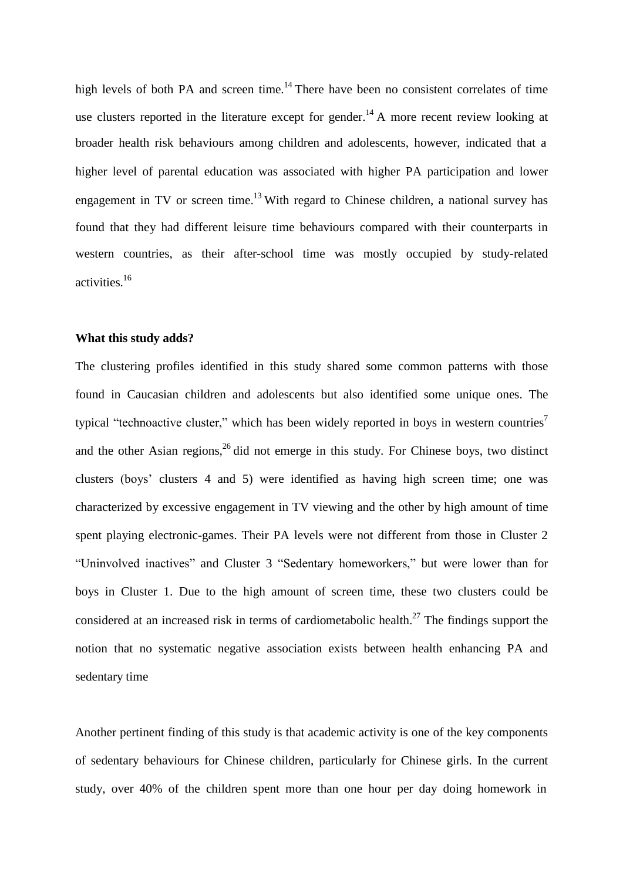high levels of both PA and screen time.[14] There have been no consistent correlates of time use clusters reported in the literature except for gender.[14] A more recent review looking at broader health risk behaviours among children and adolescents, however, indicated that a higher level of parental education was associated with higher PA participation and lower engagement in TV or screen time.[13] With regard to Chinese children, a national survey has found that they had different leisure time behaviours compared with their counterparts in western countries, as their after-school time was mostly occupied by study-related activities.[16]

### What this study adds?

The clustering profiles identified in this study shared some common patterns with those found in Caucasian children and adolescents but also identified some unique ones. The typical "technoactive cluster," which has been widely reported in boys in western countries[7] and the other Asian regions,[26] did not emerge in this study. For Chinese boys, two distinct clusters (boys' clusters 4 and 5) were identified as having high screen time; one was characterized by excessive engagement in TV viewing and the other by high amount of time spent playing electronic-games. Their PA levels were not different from those in Cluster 2 "Uninvolved inactives" and Cluster 3 "Sedentary homeworkers," but were lower than for boys in Cluster 1. Due to the high amount of screen time, these two clusters could be considered at an increased risk in terms of cardiometabolic health.[27] The findings support the notion that no systematic negative association exists between health enhancing PA and sedentary time

Another pertinent finding of this study is that academic activity is one of the key components of sedentary behaviours for Chinese children, particularly for Chinese girls. In the current study, over 40% of the children spent more than one hour per day doing homework in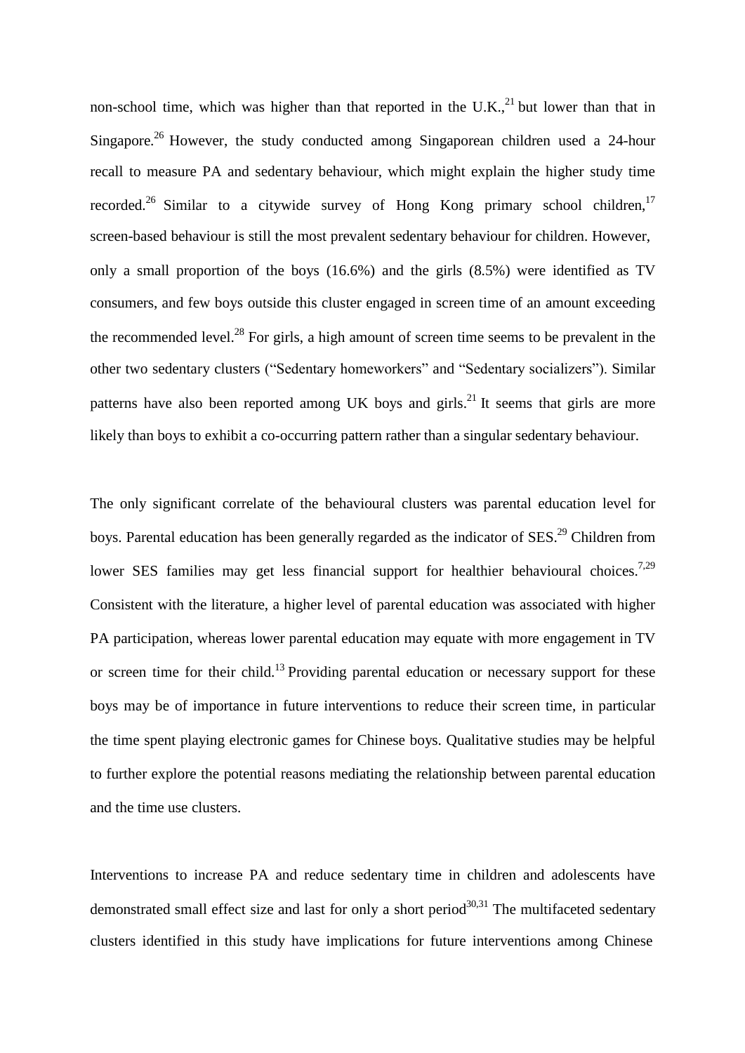non-school time, which was higher than that reported in the U.K.,[21] but lower than that in Singapore.[26] However, the study conducted among Singaporean children used a 24-hour recall to measure PA and sedentary behaviour, which might explain the higher study time recorded.[26] Similar to a citywide survey of Hong Kong primary school children,[17] screen-based behaviour is still the most prevalent sedentary behaviour for children. However, only a small proportion of the boys (16.6%) and the girls (8.5%) were identified as TV consumers, and few boys outside this cluster engaged in screen time of an amount exceeding the recommended level.[28] For girls, a high amount of screen time seems to be prevalent in the other two sedentary clusters ("Sedentary homeworkers" and "Sedentary socializers"). Similar patterns have also been reported among UK boys and girls.[21] It seems that girls are more likely than boys to exhibit a co-occurring pattern rather than a singular sedentary behaviour.

The only significant correlate of the behavioural clusters was parental education level for boys. Parental education has been generally regarded as the indicator of SES.[29] Children from lower SES families may get less financial support for healthier behavioural choices.[7,29] Consistent with the literature, a higher level of parental education was associated with higher PA participation, whereas lower parental education may equate with more engagement in TV or screen time for their child.[13] Providing parental education or necessary support for these boys may be of importance in future interventions to reduce their screen time, in particular the time spent playing electronic games for Chinese boys. Qualitative studies may be helpful to further explore the potential reasons mediating the relationship between parental education and the time use clusters.

Interventions to increase PA and reduce sedentary time in children and adolescents have demonstrated small effect size and last for only a short period[30,31] The multifaceted sedentary clusters identified in this study have implications for future interventions among Chinese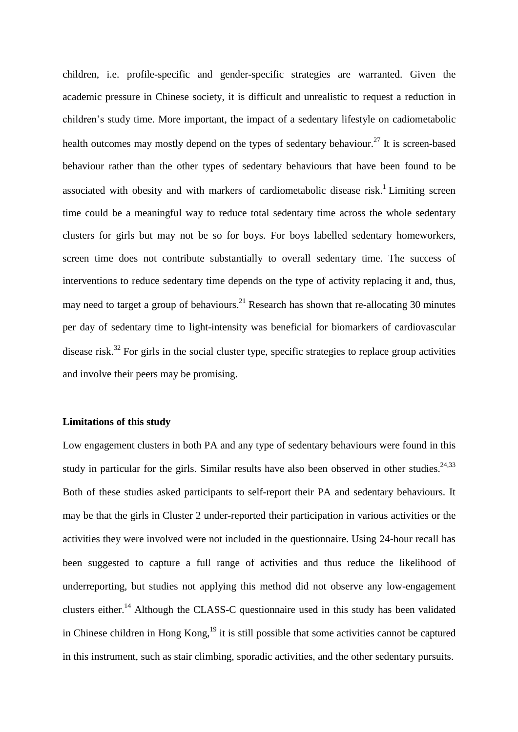children, i.e. profile-specific and gender-specific strategies are warranted. Given the academic pressure in Chinese society, it is difficult and unrealistic to request a reduction in children's study time. More important, the impact of a sedentary lifestyle on cadiometabolic health outcomes may mostly depend on the types of sedentary behaviour.[27] It is screen-based behaviour rather than the other types of sedentary behaviours that have been found to be associated with obesity and with markers of cardiometabolic disease risk.[1] Limiting screen time could be a meaningful way to reduce total sedentary time across the whole sedentary clusters for girls but may not be so for boys. For boys labelled sedentary homeworkers, screen time does not contribute substantially to overall sedentary time. The success of interventions to reduce sedentary time depends on the type of activity replacing it and, thus, may need to target a group of behaviours.[21] Research has shown that re-allocating 30 minutes per day of sedentary time to light-intensity was beneficial for biomarkers of cardiovascular disease risk.[32] For girls in the social cluster type, specific strategies to replace group activities and involve their peers may be promising.

**Limitations of this study**

Low engagement clusters in both PA and any type of sedentary behaviours were found in this study in particular for the girls. Similar results have also been observed in other studies.[24,33] Both of these studies asked participants to self-report their PA and sedentary behaviours. It may be that the girls in Cluster 2 under-reported their participation in various activities or the activities they were involved were not included in the questionnaire. Using 24-hour recall has been suggested to capture a full range of activities and thus reduce the likelihood of underreporting, but studies not applying this method did not observe any low-engagement clusters either.[14] Although the CLASS-C questionnaire used in this study has been validated in Chinese children in Hong Kong,[19] it is still possible that some activities cannot be captured in this instrument, such as stair climbing, sporadic activities, and the other sedentary pursuits.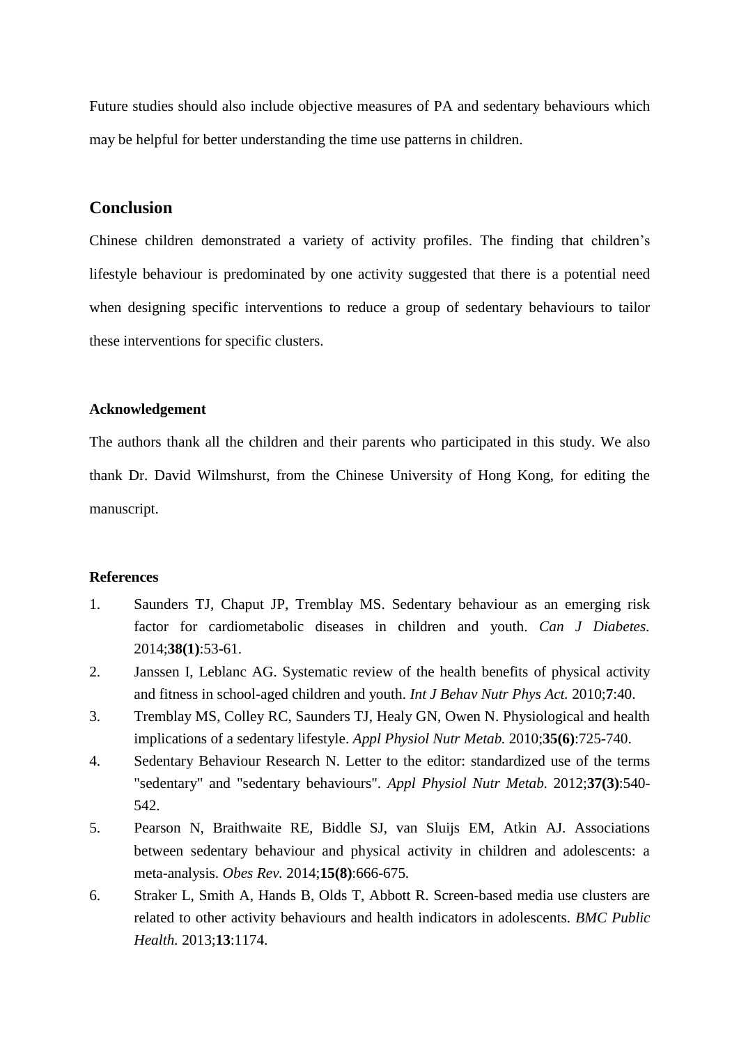Future studies should also include objective measures of PA and sedentary behaviours which may be helpful for better understanding the time use patterns in children.

## Conclusion

Chinese children demonstrated a variety of activity profiles. The finding that children's lifestyle behaviour is predominated by one activity suggested that there is a potential need when designing specific interventions to reduce a group of sedentary behaviours to tailor these interventions for specific clusters.

### Acknowledgement

The authors thank all the children and their parents who participated in this study. We also thank Dr. David Wilmshurst, from the Chinese University of Hong Kong, for editing the manuscript.

### References

1. Saunders TJ, Chaput JP, Tremblay MS. Sedentary behaviour as an emerging risk factor for cardiometabolic diseases in children and youth. *Can J Diabetes.* 2014;**38(1)**:53-61.
2. Janssen I, Leblanc AG. Systematic review of the health benefits of physical activity and fitness in school-aged children and youth. *Int J Behav Nutr Phys Act.* 2010;**7**:40.
3. Tremblay MS, Colley RC, Saunders TJ, Healy GN, Owen N. Physiological and health implications of a sedentary lifestyle. *Appl Physiol Nutr Metab.* 2010;**35(6)**:725-740.
4. Sedentary Behaviour Research N. Letter to the editor: standardized use of the terms "sedentary" and "sedentary behaviours". *Appl Physiol Nutr Metab.* 2012;**37(3)**:540-542.
5. Pearson N, Braithwaite RE, Biddle SJ, van Sluijs EM, Atkin AJ. Associations between sedentary behaviour and physical activity in children and adolescents: a meta-analysis. *Obes Rev.* 2014;**15(8)**:666-675.
6. Straker L, Smith A, Hands B, Olds T, Abbott R. Screen-based media use clusters are related to other activity behaviours and health indicators in adolescents. *BMC Public Health.* 2013;**13**:1174.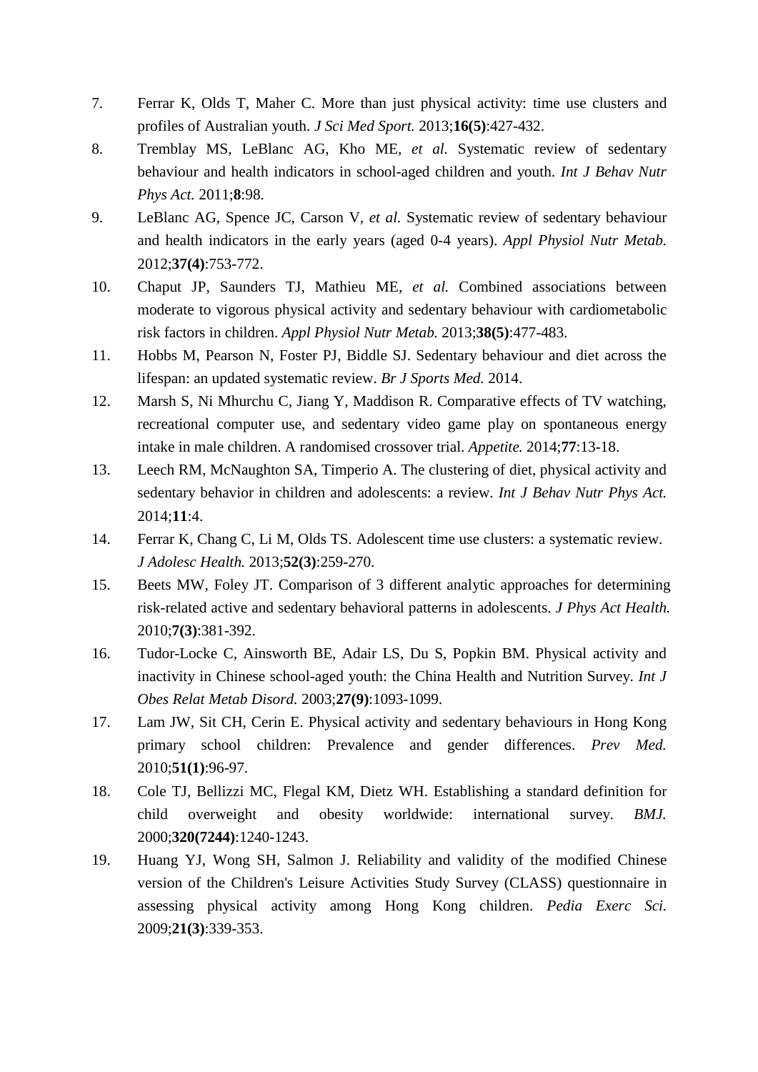7. Ferrar K, Olds T, Maher C. More than just physical activity: time use clusters and profiles of Australian youth. *J Sci Med Sport.* 2013;**16(5)**:427-432.
8. Tremblay MS, LeBlanc AG, Kho ME, *et al.* Systematic review of sedentary behaviour and health indicators in school-aged children and youth. *Int J Behav Nutr Phys Act.* 2011;**8**:98.
9. LeBlanc AG, Spence JC, Carson V, *et al.* Systematic review of sedentary behaviour and health indicators in the early years (aged 0-4 years). *Appl Physiol Nutr Metab.* 2012;**37(4)**:753-772.
10. Chaput JP, Saunders TJ, Mathieu ME, *et al.* Combined associations between moderate to vigorous physical activity and sedentary behaviour with cardiometabolic risk factors in children. *Appl Physiol Nutr Metab.* 2013;**38(5)**:477-483.
11. Hobbs M, Pearson N, Foster PJ, Biddle SJ. Sedentary behaviour and diet across the lifespan: an updated systematic review. *Br J Sports Med.* 2014.
12. Marsh S, Ni Mhurchu C, Jiang Y, Maddison R. Comparative effects of TV watching, recreational computer use, and sedentary video game play on spontaneous energy intake in male children. A randomised crossover trial. *Appetite.* 2014;**77**:13-18.
13. Leech RM, McNaughton SA, Timperio A. The clustering of diet, physical activity and sedentary behavior in children and adolescents: a review. *Int J Behav Nutr Phys Act.* 2014;**11**:4.
14. Ferrar K, Chang C, Li M, Olds TS. Adolescent time use clusters: a systematic review. *J Adolesc Health.* 2013;**52(3)**:259-270.
15. Beets MW, Foley JT. Comparison of 3 different analytic approaches for determining risk-related active and sedentary behavioral patterns in adolescents. *J Phys Act Health.* 2010;**7(3)**:381-392.
16. Tudor-Locke C, Ainsworth BE, Adair LS, Du S, Popkin BM. Physical activity and inactivity in Chinese school-aged youth: the China Health and Nutrition Survey. *Int J Obes Relat Metab Disord.* 2003;**27(9)**:1093-1099.
17. Lam JW, Sit CH, Cerin E. Physical activity and sedentary behaviours in Hong Kong primary school children: Prevalence and gender differences. *Prev Med.* 2010;**51(1)**:96-97.
18. Cole TJ, Bellizzi MC, Flegal KM, Dietz WH. Establishing a standard definition for child overweight and obesity worldwide: international survey. *BMJ.* 2000;**320(7244)**:1240-1243.
19. Huang YJ, Wong SH, Salmon J. Reliability and validity of the modified Chinese version of the Children's Leisure Activities Study Survey (CLASS) questionnaire in assessing physical activity among Hong Kong children. *Pedia Exerc Sci.* 2009;**21(3)**:339-353.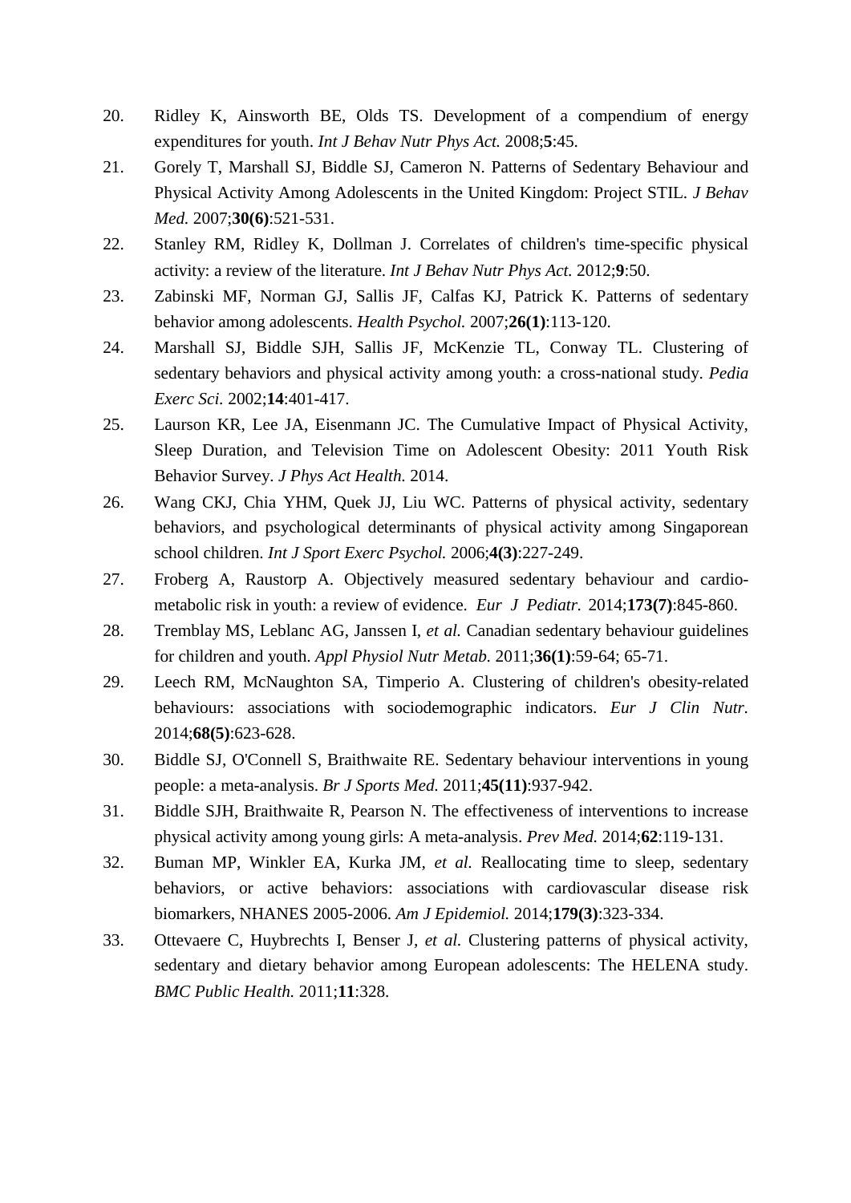20. Ridley K, Ainsworth BE, Olds TS. Development of a compendium of energy expenditures for youth. *Int J Behav Nutr Phys Act.* 2008;**5**:45.
21. Gorely T, Marshall SJ, Biddle SJ, Cameron N. Patterns of Sedentary Behaviour and Physical Activity Among Adolescents in the United Kingdom: Project STIL. *J Behav Med.* 2007;**30(6)**:521-531.
22. Stanley RM, Ridley K, Dollman J. Correlates of children's time-specific physical activity: a review of the literature. *Int J Behav Nutr Phys Act.* 2012;**9**:50.
23. Zabinski MF, Norman GJ, Sallis JF, Calfas KJ, Patrick K. Patterns of sedentary behavior among adolescents. *Health Psychol.* 2007;**26(1)**:113-120.
24. Marshall SJ, Biddle SJH, Sallis JF, McKenzie TL, Conway TL. Clustering of sedentary behaviors and physical activity among youth: a cross-national study. *Pedia Exerc Sci.* 2002;**14**:401-417.
25. Laurson KR, Lee JA, Eisenmann JC. The Cumulative Impact of Physical Activity, Sleep Duration, and Television Time on Adolescent Obesity: 2011 Youth Risk Behavior Survey. *J Phys Act Health.* 2014.
26. Wang CKJ, Chia YHM, Quek JJ, Liu WC. Patterns of physical activity, sedentary behaviors, and psychological determinants of physical activity among Singaporean school children. *Int J Sport Exerc Psychol.* 2006;**4(3)**:227-249.
27. Froberg A, Raustorp A. Objectively measured sedentary behaviour and cardio-metabolic risk in youth: a review of evidence. *Eur J Pediatr.* 2014;**173(7)**:845-860.
28. Tremblay MS, Leblanc AG, Janssen I, *et al.* Canadian sedentary behaviour guidelines for children and youth. *Appl Physiol Nutr Metab.* 2011;**36(1)**:59-64; 65-71.
29. Leech RM, McNaughton SA, Timperio A. Clustering of children's obesity-related behaviours: associations with sociodemographic indicators. *Eur J Clin Nutr.* 2014;**68(5)**:623-628.
30. Biddle SJ, O'Connell S, Braithwaite RE. Sedentary behaviour interventions in young people: a meta-analysis. *Br J Sports Med.* 2011;**45(11)**:937-942.
31. Biddle SJH, Braithwaite R, Pearson N. The effectiveness of interventions to increase physical activity among young girls: A meta-analysis. *Prev Med.* 2014;**62**:119-131.
32. Buman MP, Winkler EA, Kurka JM, *et al.* Reallocating time to sleep, sedentary behaviors, or active behaviors: associations with cardiovascular disease risk biomarkers, NHANES 2005-2006. *Am J Epidemiol.* 2014;**179(3)**:323-334.
33. Ottevaere C, Huybrechts I, Benser J, *et al.* Clustering patterns of physical activity, sedentary and dietary behavior among European adolescents: The HELENA study. *BMC Public Health.* 2011;**11**:328.